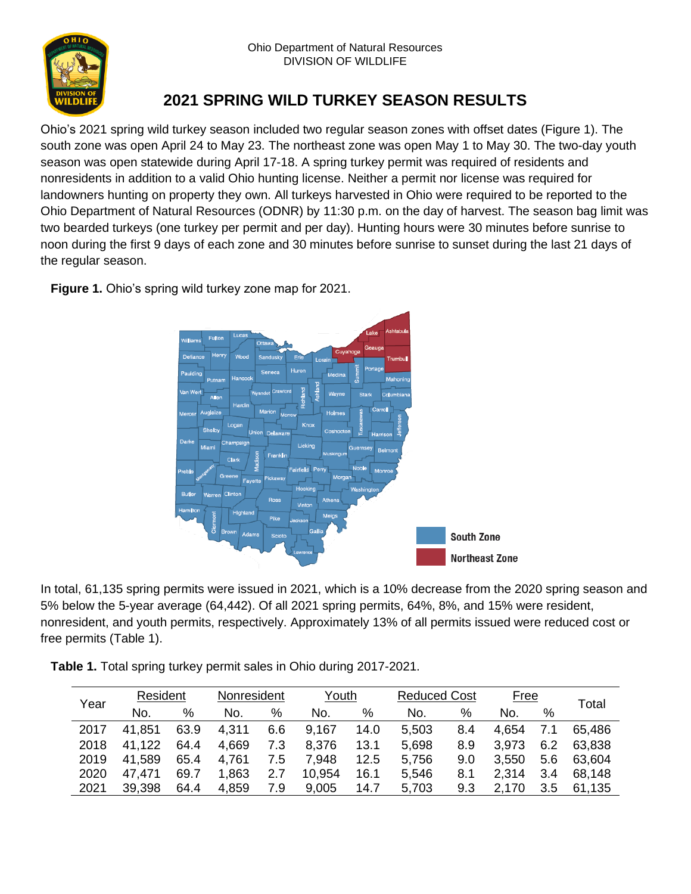Ohio Department of Natural Resources
DIVISION OF WILDLIFE

# 2021 SPRING WILD TURKEY SEASON RESULTS

Ohio's 2021 spring wild turkey season included two regular season zones with offset dates (Figure 1). The south zone was open April 24 to May 23. The northeast zone was open May 1 to May 30. The two-day youth season was open statewide during April 17-18. A spring turkey permit was required of residents and nonresidents in addition to a valid Ohio hunting license. Neither a permit nor license was required for landowners hunting on property they own. All turkeys harvested in Ohio were required to be reported to the Ohio Department of Natural Resources (ODNR) by 11:30 p.m. on the day of harvest. The season bag limit was two bearded turkeys (one turkey per permit and per day). Hunting hours were 30 minutes before sunrise to noon during the first 9 days of each zone and 30 minutes before sunrise to sunset during the last 21 days of the regular season.

**Figure 1.** Ohio's spring wild turkey zone map for 2021.

In total, 61,135 spring permits were issued in 2021, which is a 10% decrease from the 2020 spring season and 5% below the 5-year average (64,442). Of all 2021 spring permits, 64%, 8%, and 15% were resident, nonresident, and youth permits, respectively. Approximately 13% of all permits issued were reduced cost or free permits (Table 1).

**Table 1.** Total spring turkey permit sales in Ohio during 2017-2021.

| Year | Resident | | Nonresident | | Youth | | Reduced Cost | | Free | | Total |
|---|---|---|---|---|---|---|---|---|---|---|---|
| | No. | % | No. | % | No. | % | No. | % | No. | % | |
| 2017 | 41,851 | 63.9 | 4,311 | 6.6 | 9,167 | 14.0 | 5,503 | 8.4 | 4,654 | 7.1 | 65,486 |
| 2018 | 41,122 | 64.4 | 4,669 | 7.3 | 8,376 | 13.1 | 5,698 | 8.9 | 3,973 | 6.2 | 63,838 |
| 2019 | 41,589 | 65.4 | 4,761 | 7.5 | 7,948 | 12.5 | 5,756 | 9.0 | 3,550 | 5.6 | 63,604 |
| 2020 | 47,471 | 69.7 | 1,863 | 2.7 | 10,954 | 16.1 | 5,546 | 8.1 | 2,314 | 3.4 | 68,148 |
| 2021 | 39,398 | 64.4 | 4,859 | 7.9 | 9,005 | 14.7 | 5,703 | 9.3 | 2,170 | 3.5 | 61,135 |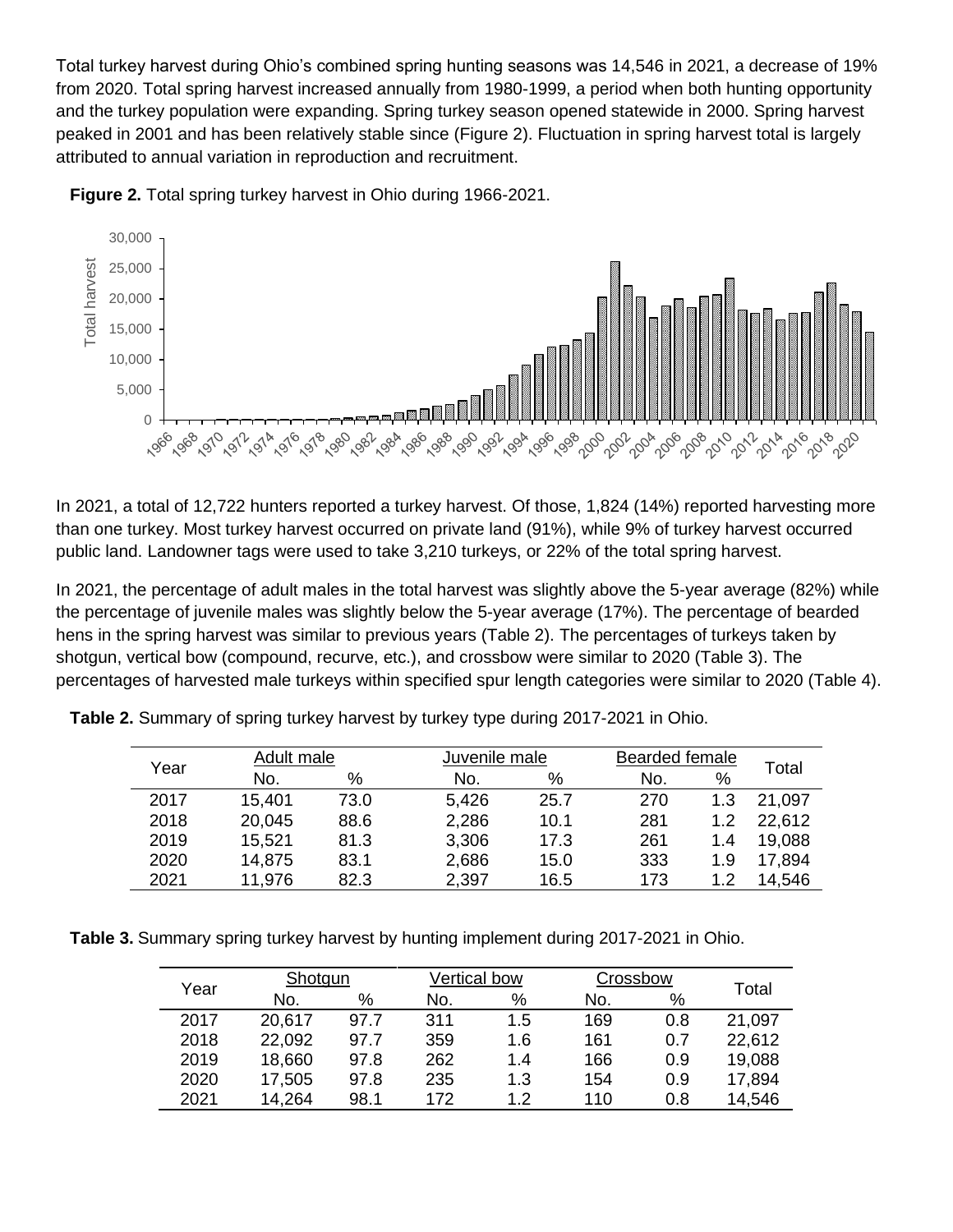Total turkey harvest during Ohio's combined spring hunting seasons was 14,546 in 2021, a decrease of 19% from 2020. Total spring harvest increased annually from 1980-1999, a period when both hunting opportunity and the turkey population were expanding. Spring turkey season opened statewide in 2000. Spring harvest peaked in 2001 and has been relatively stable since (Figure 2). Fluctuation in spring harvest total is largely attributed to annual variation in reproduction and recruitment.

**Figure 2.** Total spring turkey harvest in Ohio during 1966-2021.

In 2021, a total of 12,722 hunters reported a turkey harvest. Of those, 1,824 (14%) reported harvesting more than one turkey. Most turkey harvest occurred on private land (91%), while 9% of turkey harvest occurred public land. Landowner tags were used to take 3,210 turkeys, or 22% of the total spring harvest.

In 2021, the percentage of adult males in the total harvest was slightly above the 5-year average (82%) while the percentage of juvenile males was slightly below the 5-year average (17%). The percentage of bearded hens in the spring harvest was similar to previous years (Table 2). The percentages of turkeys taken by shotgun, vertical bow (compound, recurve, etc.), and crossbow were similar to 2020 (Table 3). The percentages of harvested male turkeys within specified spur length categories were similar to 2020 (Table 4).

**Table 2.** Summary of spring turkey harvest by turkey type during 2017-2021 in Ohio.

| Year | Adult male | | Juvenile male | | Bearded female | | Total |
|---|---|---|---|---|---|---|---|
| | No. | % | No. | % | No. | % | |
| 2017 | 15,401 | 73.0 | 5,426 | 25.7 | 270 | 1.3 | 21,097 |
| 2018 | 20,045 | 88.6 | 2,286 | 10.1 | 281 | 1.2 | 22,612 |
| 2019 | 15,521 | 81.3 | 3,306 | 17.3 | 261 | 1.4 | 19,088 |
| 2020 | 14,875 | 83.1 | 2,686 | 15.0 | 333 | 1.9 | 17,894 |
| 2021 | 11,976 | 82.3 | 2,397 | 16.5 | 173 | 1.2 | 14,546 |

**Table 3.** Summary spring turkey harvest by hunting implement during 2017-2021 in Ohio.

| Year | Shotgun | | Vertical bow | | Crossbow | | Total |
|---|---|---|---|---|---|---|---|
| | No. | % | No. | % | No. | % | |
| 2017 | 20,617 | 97.7 | 311 | 1.5 | 169 | 0.8 | 21,097 |
| 2018 | 22,092 | 97.7 | 359 | 1.6 | 161 | 0.7 | 22,612 |
| 2019 | 18,660 | 97.8 | 262 | 1.4 | 166 | 0.9 | 19,088 |
| 2020 | 17,505 | 97.8 | 235 | 1.3 | 154 | 0.9 | 17,894 |
| 2021 | 14,264 | 98.1 | 172 | 1.2 | 110 | 0.8 | 14,546 |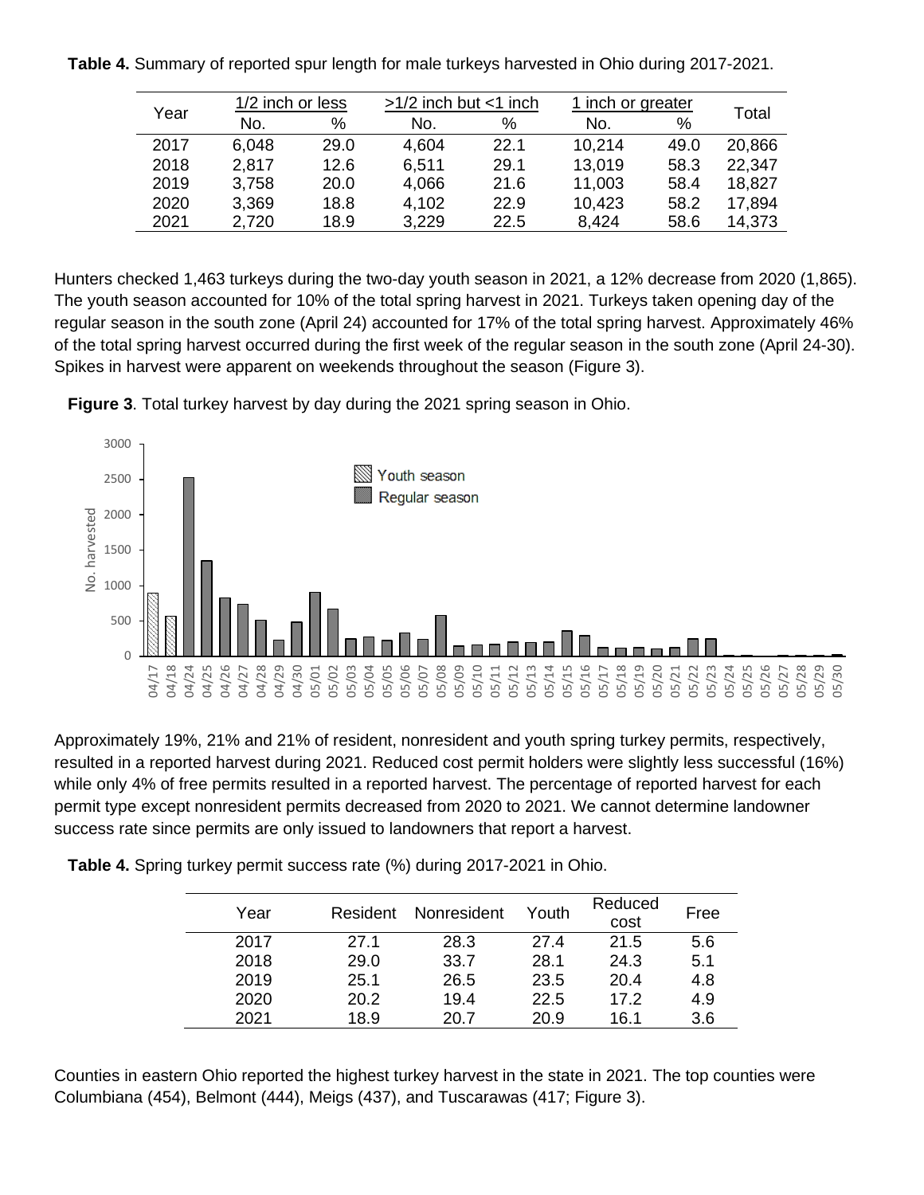**Table 4.** Summary of reported spur length for male turkeys harvested in Ohio during 2017-2021.

| Year | 1/2 inch or less | | >1/2 inch but <1 inch | | 1 inch or greater | | Total |
|---|---|---|---|---|---|---|---|
| | No. | % | No. | % | No. | % | |
| 2017 | 6,048 | 29.0 | 4,604 | 22.1 | 10,214 | 49.0 | 20,866 |
| 2018 | 2,817 | 12.6 | 6,511 | 29.1 | 13,019 | 58.3 | 22,347 |
| 2019 | 3,758 | 20.0 | 4,066 | 21.6 | 11,003 | 58.4 | 18,827 |
| 2020 | 3,369 | 18.8 | 4,102 | 22.9 | 10,423 | 58.2 | 17,894 |
| 2021 | 2,720 | 18.9 | 3,229 | 22.5 | 8,424 | 58.6 | 14,373 |

Hunters checked 1,463 turkeys during the two-day youth season in 2021, a 12% decrease from 2020 (1,865). The youth season accounted for 10% of the total spring harvest in 2021. Turkeys taken opening day of the regular season in the south zone (April 24) accounted for 17% of the total spring harvest. Approximately 46% of the total spring harvest occurred during the first week of the regular season in the south zone (April 24-30). Spikes in harvest were apparent on weekends throughout the season (Figure 3).

**Figure 3**. Total turkey harvest by day during the 2021 spring season in Ohio.

Approximately 19%, 21% and 21% of resident, nonresident and youth spring turkey permits, respectively, resulted in a reported harvest during 2021. Reduced cost permit holders were slightly less successful (16%) while only 4% of free permits resulted in a reported harvest. The percentage of reported harvest for each permit type except nonresident permits decreased from 2020 to 2021. We cannot determine landowner success rate since permits are only issued to landowners that report a harvest.

**Table 4.** Spring turkey permit success rate (%) during 2017-2021 in Ohio.

| Year | Resident | Nonresident | Youth | Reduced cost | Free |
|---|---|---|---|---|---|
| 2017 | 27.1 | 28.3 | 27.4 | 21.5 | 5.6 |
| 2018 | 29.0 | 33.7 | 28.1 | 24.3 | 5.1 |
| 2019 | 25.1 | 26.5 | 23.5 | 20.4 | 4.8 |
| 2020 | 20.2 | 19.4 | 22.5 | 17.2 | 4.9 |
| 2021 | 18.9 | 20.7 | 20.9 | 16.1 | 3.6 |

Counties in eastern Ohio reported the highest turkey harvest in the state in 2021. The top counties were Columbiana (454), Belmont (444), Meigs (437), and Tuscarawas (417; Figure 3).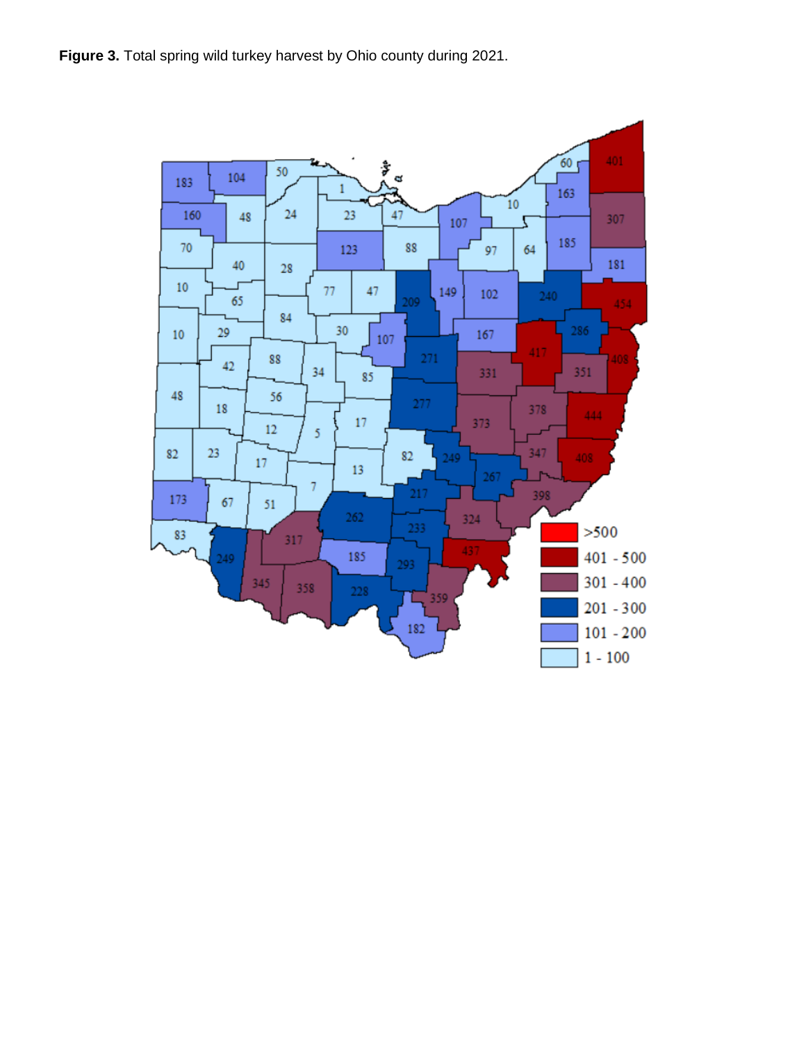**Figure 3.** Total spring wild turkey harvest by Ohio county during 2021.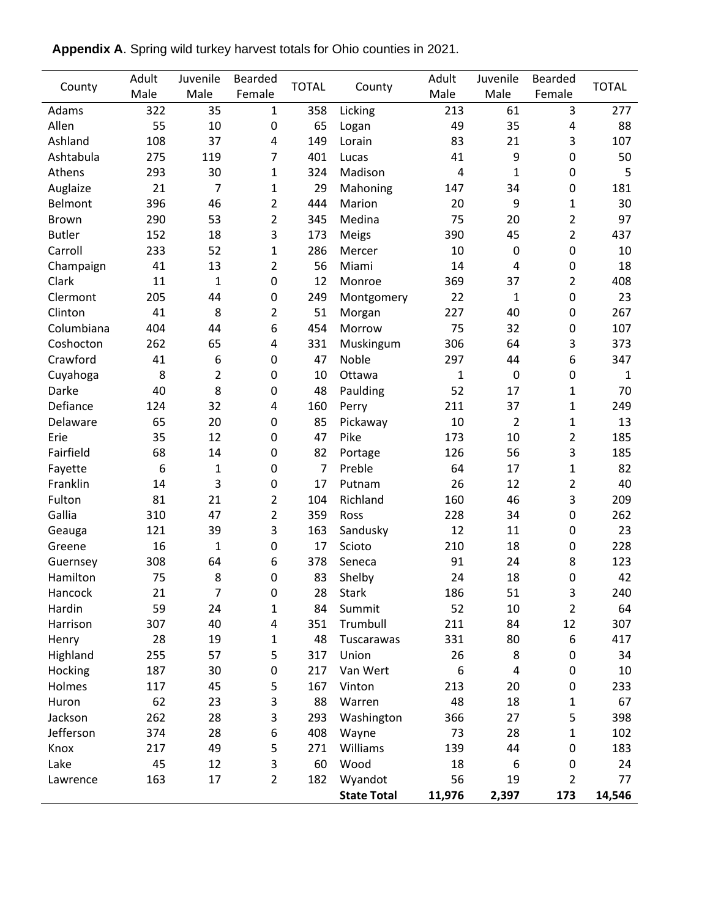**Appendix A**. Spring wild turkey harvest totals for Ohio counties in 2021.

| County | Adult Male | Juvenile Male | Bearded Female | TOTAL | County | Adult Male | Juvenile Male | Bearded Female | TOTAL |
|---|---|---|---|---|---|---|---|---|---|
| Adams | 322 | 35 | 1 | 358 | Licking | 213 | 61 | 3 | 277 |
| Allen | 55 | 10 | 0 | 65 | Logan | 49 | 35 | 4 | 88 |
| Ashland | 108 | 37 | 4 | 149 | Lorain | 83 | 21 | 3 | 107 |
| Ashtabula | 275 | 119 | 7 | 401 | Lucas | 41 | 9 | 0 | 50 |
| Athens | 293 | 30 | 1 | 324 | Madison | 4 | 1 | 0 | 5 |
| Auglaize | 21 | 7 | 1 | 29 | Mahoning | 147 | 34 | 0 | 181 |
| Belmont | 396 | 46 | 2 | 444 | Marion | 20 | 9 | 1 | 30 |
| Brown | 290 | 53 | 2 | 345 | Medina | 75 | 20 | 2 | 97 |
| Butler | 152 | 18 | 3 | 173 | Meigs | 390 | 45 | 2 | 437 |
| Carroll | 233 | 52 | 1 | 286 | Mercer | 10 | 0 | 0 | 10 |
| Champaign | 41 | 13 | 2 | 56 | Miami | 14 | 4 | 0 | 18 |
| Clark | 11 | 1 | 0 | 12 | Monroe | 369 | 37 | 2 | 408 |
| Clermont | 205 | 44 | 0 | 249 | Montgomery | 22 | 1 | 0 | 23 |
| Clinton | 41 | 8 | 2 | 51 | Morgan | 227 | 40 | 0 | 267 |
| Columbiana | 404 | 44 | 6 | 454 | Morrow | 75 | 32 | 0 | 107 |
| Coshocton | 262 | 65 | 4 | 331 | Muskingum | 306 | 64 | 3 | 373 |
| Crawford | 41 | 6 | 0 | 47 | Noble | 297 | 44 | 6 | 347 |
| Cuyahoga | 8 | 2 | 0 | 10 | Ottawa | 1 | 0 | 0 | 1 |
| Darke | 40 | 8 | 0 | 48 | Paulding | 52 | 17 | 1 | 70 |
| Defiance | 124 | 32 | 4 | 160 | Perry | 211 | 37 | 1 | 249 |
| Delaware | 65 | 20 | 0 | 85 | Pickaway | 10 | 2 | 1 | 13 |
| Erie | 35 | 12 | 0 | 47 | Pike | 173 | 10 | 2 | 185 |
| Fairfield | 68 | 14 | 0 | 82 | Portage | 126 | 56 | 3 | 185 |
| Fayette | 6 | 1 | 0 | 7 | Preble | 64 | 17 | 1 | 82 |
| Franklin | 14 | 3 | 0 | 17 | Putnam | 26 | 12 | 2 | 40 |
| Fulton | 81 | 21 | 2 | 104 | Richland | 160 | 46 | 3 | 209 |
| Gallia | 310 | 47 | 2 | 359 | Ross | 228 | 34 | 0 | 262 |
| Geauga | 121 | 39 | 3 | 163 | Sandusky | 12 | 11 | 0 | 23 |
| Greene | 16 | 1 | 0 | 17 | Scioto | 210 | 18 | 0 | 228 |
| Guernsey | 308 | 64 | 6 | 378 | Seneca | 91 | 24 | 8 | 123 |
| Hamilton | 75 | 8 | 0 | 83 | Shelby | 24 | 18 | 0 | 42 |
| Hancock | 21 | 7 | 0 | 28 | Stark | 186 | 51 | 3 | 240 |
| Hardin | 59 | 24 | 1 | 84 | Summit | 52 | 10 | 2 | 64 |
| Harrison | 307 | 40 | 4 | 351 | Trumbull | 211 | 84 | 12 | 307 |
| Henry | 28 | 19 | 1 | 48 | Tuscarawas | 331 | 80 | 6 | 417 |
| Highland | 255 | 57 | 5 | 317 | Union | 26 | 8 | 0 | 34 |
| Hocking | 187 | 30 | 0 | 217 | Van Wert | 6 | 4 | 0 | 10 |
| Holmes | 117 | 45 | 5 | 167 | Vinton | 213 | 20 | 0 | 233 |
| Huron | 62 | 23 | 3 | 88 | Warren | 48 | 18 | 1 | 67 |
| Jackson | 262 | 28 | 3 | 293 | Washington | 366 | 27 | 5 | 398 |
| Jefferson | 374 | 28 | 6 | 408 | Wayne | 73 | 28 | 1 | 102 |
| Knox | 217 | 49 | 5 | 271 | Williams | 139 | 44 | 0 | 183 |
| Lake | 45 | 12 | 3 | 60 | Wood | 18 | 6 | 0 | 24 |
| Lawrence | 163 | 17 | 2 | 182 | Wyandot | 56 | 19 | 2 | 77 |
| | | | | | **State Total** | **11,976** | **2,397** | **173** | **14,546** |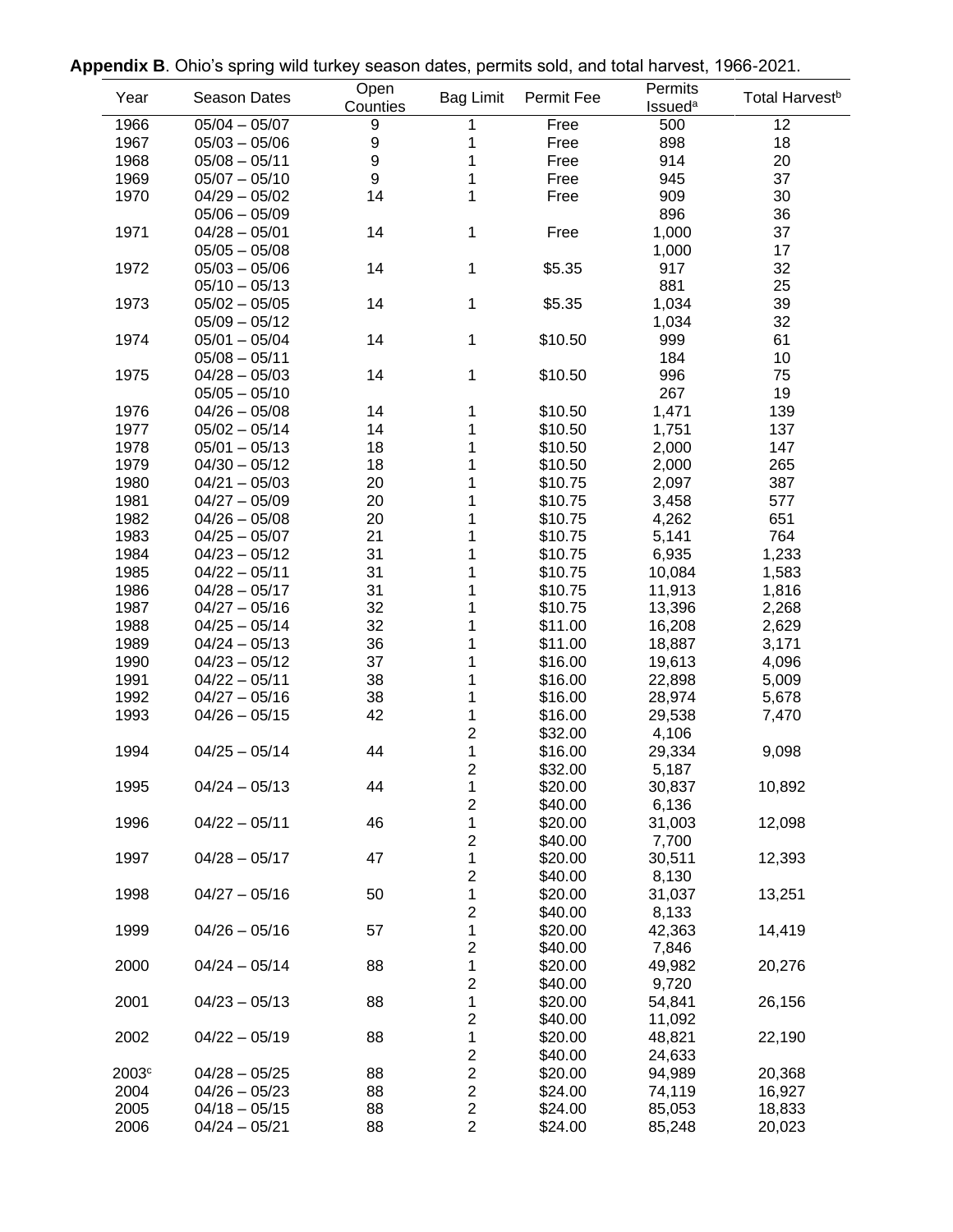**Appendix B**. Ohio's spring wild turkey season dates, permits sold, and total harvest, 1966-2021.

| Year | Season Dates | Open Counties | Bag Limit | Permit Fee | Permits Issued[a] | Total Harvest[b] |
|---|---|---|---|---|---|---|
| 1966 | 05/04 – 05/07 | 9 | 1 | Free | 500 | 12 |
| 1967 | 05/03 – 05/06 | 9 | 1 | Free | 898 | 18 |
| 1968 | 05/08 – 05/11 | 9 | 1 | Free | 914 | 20 |
| 1969 | 05/07 – 05/10 | 9 | 1 | Free | 945 | 37 |
| 1970 | 04/29 – 05/02 | 14 | 1 | Free | 909 | 30 |
| | 05/06 – 05/09 | | | | 896 | 36 |
| 1971 | 04/28 – 05/01 | 14 | 1 | Free | 1,000 | 37 |
| | 05/05 – 05/08 | | | | 1,000 | 17 |
| 1972 | 05/03 – 05/06 | 14 | 1 | $5.35 | 917 | 32 |
| | 05/10 – 05/13 | | | | 881 | 25 |
| 1973 | 05/02 – 05/05 | 14 | 1 | $5.35 | 1,034 | 39 |
| | 05/09 – 05/12 | | | | 1,034 | 32 |
| 1974 | 05/01 – 05/04 | 14 | 1 | $10.50 | 999 | 61 |
| | 05/08 – 05/11 | | | | 184 | 10 |
| 1975 | 04/28 – 05/03 | 14 | 1 | $10.50 | 996 | 75 |
| | 05/05 – 05/10 | | | | 267 | 19 |
| 1976 | 04/26 – 05/08 | 14 | 1 | $10.50 | 1,471 | 139 |
| 1977 | 05/02 – 05/14 | 14 | 1 | $10.50 | 1,751 | 137 |
| 1978 | 05/01 – 05/13 | 18 | 1 | $10.50 | 2,000 | 147 |
| 1979 | 04/30 – 05/12 | 18 | 1 | $10.50 | 2,000 | 265 |
| 1980 | 04/21 – 05/03 | 20 | 1 | $10.75 | 2,097 | 387 |
| 1981 | 04/27 – 05/09 | 20 | 1 | $10.75 | 3,458 | 577 |
| 1982 | 04/26 – 05/08 | 20 | 1 | $10.75 | 4,262 | 651 |
| 1983 | 04/25 – 05/07 | 21 | 1 | $10.75 | 5,141 | 764 |
| 1984 | 04/23 – 05/12 | 31 | 1 | $10.75 | 6,935 | 1,233 |
| 1985 | 04/22 – 05/11 | 31 | 1 | $10.75 | 10,084 | 1,583 |
| 1986 | 04/28 – 05/17 | 31 | 1 | $10.75 | 11,913 | 1,816 |
| 1987 | 04/27 – 05/16 | 32 | 1 | $10.75 | 13,396 | 2,268 |
| 1988 | 04/25 – 05/14 | 32 | 1 | $11.00 | 16,208 | 2,629 |
| 1989 | 04/24 – 05/13 | 36 | 1 | $11.00 | 18,887 | 3,171 |
| 1990 | 04/23 – 05/12 | 37 | 1 | $16.00 | 19,613 | 4,096 |
| 1991 | 04/22 – 05/11 | 38 | 1 | $16.00 | 22,898 | 5,009 |
| 1992 | 04/27 – 05/16 | 38 | 1 | $16.00 | 28,974 | 5,678 |
| 1993 | 04/26 – 05/15 | 42 | 1 | $16.00 | 29,538 | 7,470 |
| | | | 2 | $32.00 | 4,106 | |
| 1994 | 04/25 – 05/14 | 44 | 1 | $16.00 | 29,334 | 9,098 |
| | | | 2 | $32.00 | 5,187 | |
| 1995 | 04/24 – 05/13 | 44 | 1 | $20.00 | 30,837 | 10,892 |
| | | | 2 | $40.00 | 6,136 | |
| 1996 | 04/22 – 05/11 | 46 | 1 | $20.00 | 31,003 | 12,098 |
| | | | 2 | $40.00 | 7,700 | |
| 1997 | 04/28 – 05/17 | 47 | 1 | $20.00 | 30,511 | 12,393 |
| | | | 2 | $40.00 | 8,130 | |
| 1998 | 04/27 – 05/16 | 50 | 1 | $20.00 | 31,037 | 13,251 |
| | | | 2 | $40.00 | 8,133 | |
| 1999 | 04/26 – 05/16 | 57 | 1 | $20.00 | 42,363 | 14,419 |
| | | | 2 | $40.00 | 7,846 | |
| 2000 | 04/24 – 05/14 | 88 | 1 | $20.00 | 49,982 | 20,276 |
| | | | 2 | $40.00 | 9,720 | |
| 2001 | 04/23 – 05/13 | 88 | 1 | $20.00 | 54,841 | 26,156 |
| | | | 2 | $40.00 | 11,092 | |
| 2002 | 04/22 – 05/19 | 88 | 1 | $20.00 | 48,821 | 22,190 |
| | | | 2 | $40.00 | 24,633 | |
| 2003[c] | 04/28 – 05/25 | 88 | 2 | $20.00 | 94,989 | 20,368 |
| 2004 | 04/26 – 05/23 | 88 | 2 | $24.00 | 74,119 | 16,927 |
| 2005 | 04/18 – 05/15 | 88 | 2 | $24.00 | 85,053 | 18,833 |
| 2006 | 04/24 – 05/21 | 88 | 2 | $24.00 | 85,248 | 20,023 |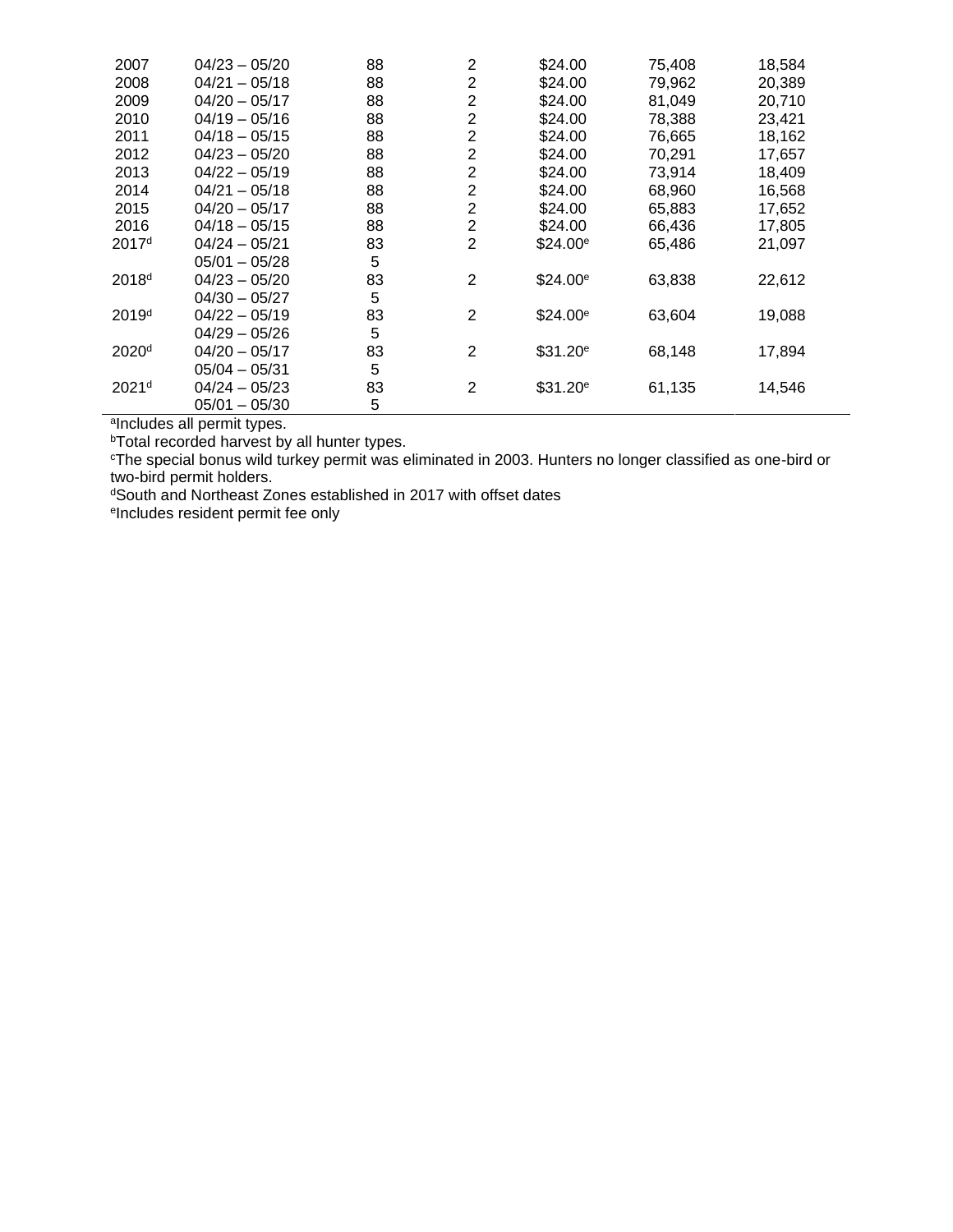| | | | | | | |
|---|---|---|---|---|---|---|
| 2007 | 04/23 – 05/20 | 88 | 2 | $24.00 | 75,408 | 18,584 |
| 2008 | 04/21 – 05/18 | 88 | 2 | $24.00 | 79,962 | 20,389 |
| 2009 | 04/20 – 05/17 | 88 | 2 | $24.00 | 81,049 | 20,710 |
| 2010 | 04/19 – 05/16 | 88 | 2 | $24.00 | 78,388 | 23,421 |
| 2011 | 04/18 – 05/15 | 88 | 2 | $24.00 | 76,665 | 18,162 |
| 2012 | 04/23 – 05/20 | 88 | 2 | $24.00 | 70,291 | 17,657 |
| 2013 | 04/22 – 05/19 | 88 | 2 | $24.00 | 73,914 | 18,409 |
| 2014 | 04/21 – 05/18 | 88 | 2 | $24.00 | 68,960 | 16,568 |
| 2015 | 04/20 – 05/17 | 88 | 2 | $24.00 | 65,883 | 17,652 |
| 2016 | 04/18 – 05/15 | 88 | 2 | $24.00 | 66,436 | 17,805 |
| 2017[d] | 04/24 – 05/21 | 83 | 2 | $24.00[e] | 65,486 | 21,097 |
| | 05/01 – 05/28 | 5 | | | | |
| 2018[d] | 04/23 – 05/20 | 83 | 2 | $24.00[e] | 63,838 | 22,612 |
| | 04/30 – 05/27 | 5 | | | | |
| 2019[d] | 04/22 – 05/19 | 83 | 2 | $24.00[e] | 63,604 | 19,088 |
| | 04/29 – 05/26 | 5 | | | | |
| 2020[d] | 04/20 – 05/17 | 83 | 2 | $31.20[e] | 68,148 | 17,894 |
| | 05/04 – 05/31 | 5 | | | | |
| 2021[d] | 04/24 – 05/23 | 83 | 2 | $31.20[e] | 61,135 | 14,546 |
| | 05/01 – 05/30 | 5 | | | | |

[a]Includes all permit types.

[b]Total recorded harvest by all hunter types.

[c]The special bonus wild turkey permit was eliminated in 2003. Hunters no longer classified as one-bird or two-bird permit holders.

[d]South and Northeast Zones established in 2017 with offset dates

[e]Includes resident permit fee only